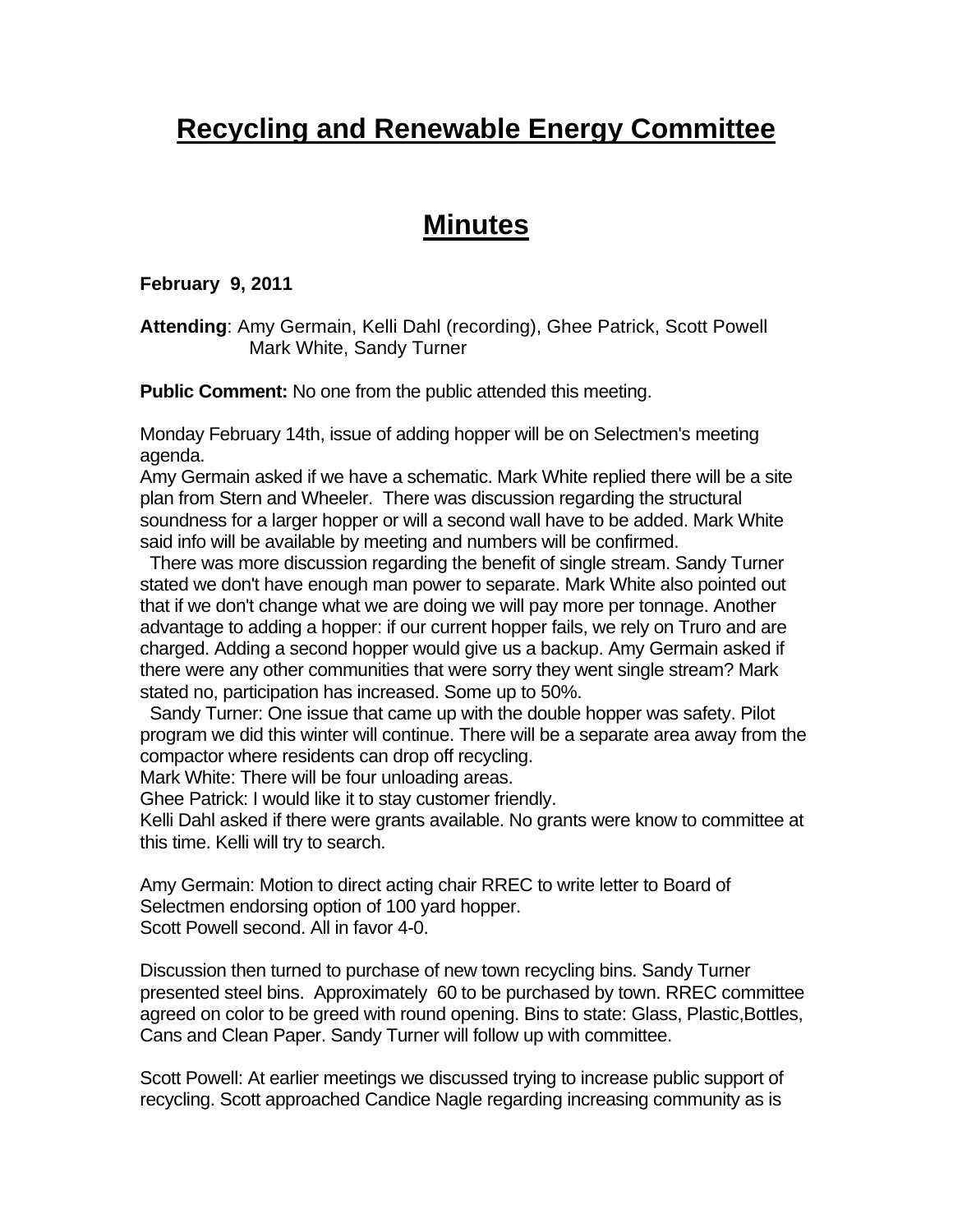# Recycling and Renewable Energy Committee

# Minutes

**February 9, 2011**

**Attending**: Amy Germain, Kelli Dahl (recording), Ghee Patrick, Scott Powell Mark White, Sandy Turner

**Public Comment:** No one from the public attended this meeting.

Monday February 14th, issue of adding hopper will be on Selectmen's meeting agenda.

Amy Germain asked if we have a schematic. Mark White replied there will be a site plan from Stern and Wheeler. There was discussion regarding the structural soundness for a larger hopper or will a second wall have to be added. Mark White said info will be available by meeting and numbers will be confirmed.

There was more discussion regarding the benefit of single stream. Sandy Turner stated we don't have enough man power to separate. Mark White also pointed out that if we don't change what we are doing we will pay more per tonnage. Another advantage to adding a hopper: if our current hopper fails, we rely on Truro and are charged. Adding a second hopper would give us a backup. Amy Germain asked if there were any other communities that were sorry they went single stream? Mark stated no, participation has increased. Some up to 50%.

Sandy Turner: One issue that came up with the double hopper was safety. Pilot program we did this winter will continue. There will be a separate area away from the compactor where residents can drop off recycling.

Mark White: There will be four unloading areas.

Ghee Patrick: I would like it to stay customer friendly.

Kelli Dahl asked if there were grants available. No grants were know to committee at this time. Kelli will try to search.

Amy Germain: Motion to direct acting chair RREC to write letter to Board of Selectmen endorsing option of 100 yard hopper.

Scott Powell second. All in favor 4-0.

Discussion then turned to purchase of new town recycling bins. Sandy Turner presented steel bins. Approximately 60 to be purchased by town. RREC committee agreed on color to be greed with round opening. Bins to state: Glass, Plastic,Bottles, Cans and Clean Paper. Sandy Turner will follow up with committee.

Scott Powell: At earlier meetings we discussed trying to increase public support of recycling. Scott approached Candice Nagle regarding increasing community as is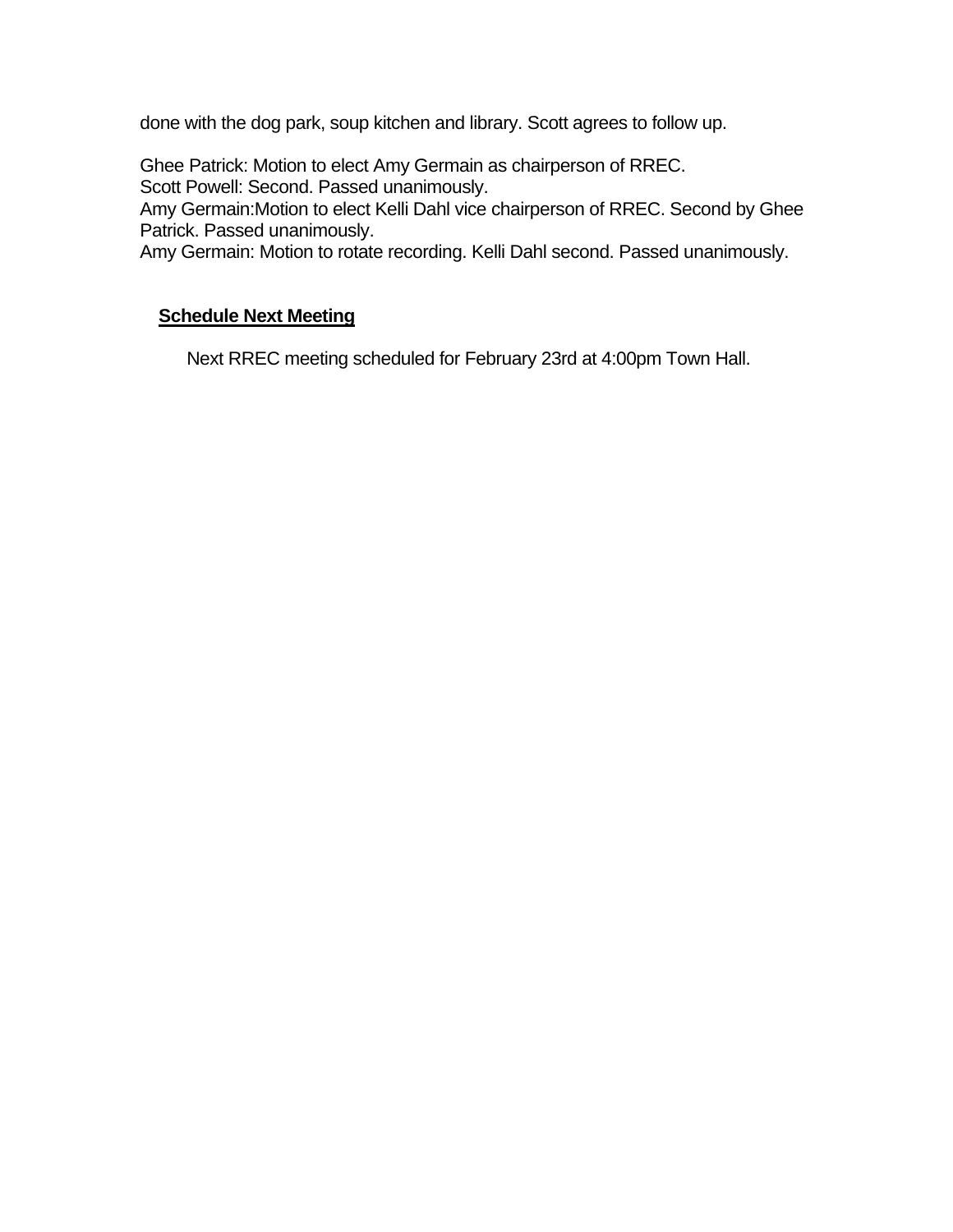done with the dog park, soup kitchen and library. Scott agrees to follow up.

Ghee Patrick: Motion to elect Amy Germain as chairperson of RREC.
Scott Powell: Second. Passed unanimously.
Amy Germain:Motion to elect Kelli Dahl vice chairperson of RREC. Second by Ghee Patrick. Passed unanimously.
Amy Germain: Motion to rotate recording. Kelli Dahl second. Passed unanimously.

**Schedule Next Meeting**

Next RREC meeting scheduled for February 23rd at 4:00pm Town Hall.